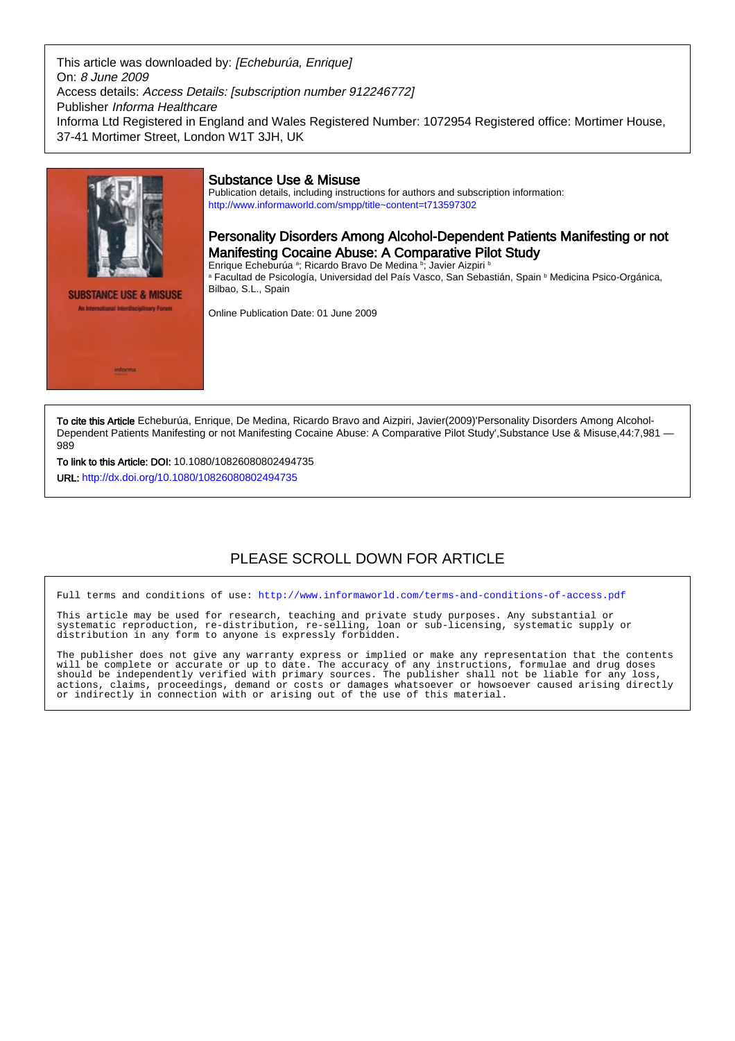This article was downloaded by: *[Echeburúa, Enrique]*
On: *8 June 2009*
Access details: *Access Details: [subscription number 912246772]*
Publisher *Informa Healthcare*
Informa Ltd Registered in England and Wales Registered Number: 1072954 Registered office: Mortimer House, 37-41 Mortimer Street, London W1T 3JH, UK

## Substance Use & Misuse

Publication details, including instructions for authors and subscription information:
http://www.informaworld.com/smpp/title~content=t713597302

# Personality Disorders Among Alcohol-Dependent Patients Manifesting or not Manifesting Cocaine Abuse: A Comparative Pilot Study

Enrique Echeburúa [a]; Ricardo Bravo De Medina [b]; Javier Aizpiri [b]

[a] Facultad de Psicología, Universidad del País Vasco, San Sebastián, Spain [b] Medicina Psico-Orgánica, Bilbao, S.L., Spain

Online Publication Date: 01 June 2009

**To cite this Article** Echeburúa, Enrique, De Medina, Ricardo Bravo and Aizpiri, Javier(2009)'Personality Disorders Among Alcohol-Dependent Patients Manifesting or not Manifesting Cocaine Abuse: A Comparative Pilot Study',Substance Use & Misuse,44:7,981 — 989

**To link to this Article: DOI:** 10.1080/10826080802494735

**URL:** http://dx.doi.org/10.1080/10826080802494735

PLEASE SCROLL DOWN FOR ARTICLE

Full terms and conditions of use: http://www.informaworld.com/terms-and-conditions-of-access.pdf

This article may be used for research, teaching and private study purposes. Any substantial or systematic reproduction, re-distribution, re-selling, loan or sub-licensing, systematic supply or distribution in any form to anyone is expressly forbidden.

The publisher does not give any warranty express or implied or make any representation that the contents will be complete or accurate or up to date. The accuracy of any instructions, formulae and drug doses should be independently verified with primary sources. The publisher shall not be liable for any loss, actions, claims, proceedings, demand or costs or damages whatsoever or howsoever caused arising directly or indirectly in connection with or arising out of the use of this material.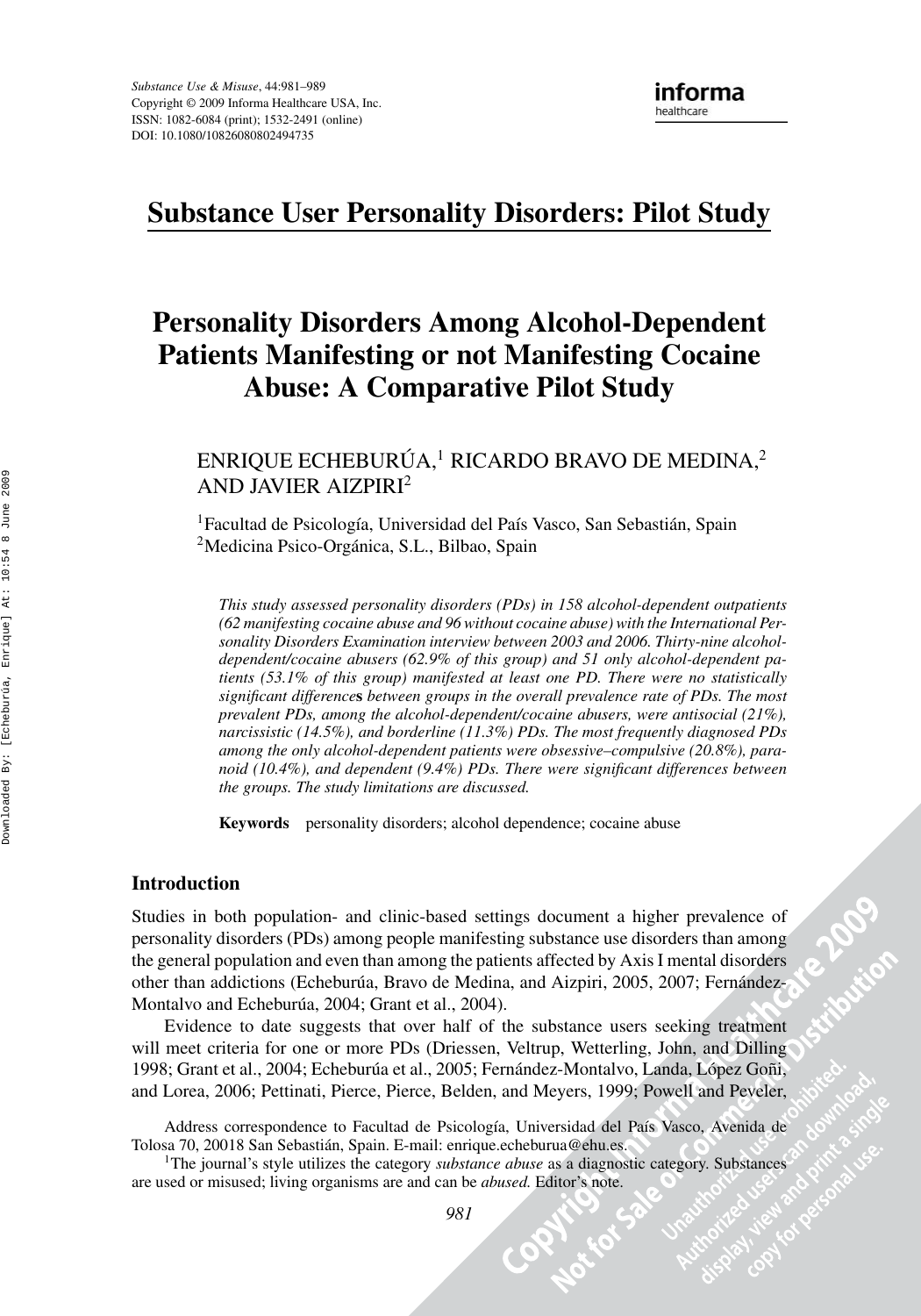# Substance User Personality Disorders: Pilot Study

# Personality Disorders Among Alcohol-Dependent Patients Manifesting or not Manifesting Cocaine Abuse: A Comparative Pilot Study

ENRIQUE ECHEBURÚA,[1] RICARDO BRAVO DE MEDINA,[2] AND JAVIER AIZPIRI[2]

[1]Facultad de Psicología, Universidad del País Vasco, San Sebastián, Spain
[2]Medicina Psico-Orgánica, S.L., Bilbao, Spain

*This study assessed personality disorders (PDs) in 158 alcohol-dependent outpatients (62 manifesting cocaine abuse and 96 without cocaine abuse) with the International Personality Disorders Examination interview between 2003 and 2006. Thirty-nine alcohol-dependent/cocaine abusers (62.9% of this group) and 51 only alcohol-dependent patients (53.1% of this group) manifested at least one PD. There were no statistically significant differences between groups in the overall prevalence rate of PDs. The most prevalent PDs, among the alcohol-dependent/cocaine abusers, were antisocial (21%), narcissistic (14.5%), and borderline (11.3%) PDs. The most frequently diagnosed PDs among the only alcohol-dependent patients were obsessive–compulsive (20.8%), paranoid (10.4%), and dependent (9.4%) PDs. There were significant differences between the groups. The study limitations are discussed.*

**Keywords** personality disorders; alcohol dependence; cocaine abuse

## Introduction

Studies in both population- and clinic-based settings document a higher prevalence of personality disorders (PDs) among people manifesting substance use disorders than among the general population and even than among the patients affected by Axis I mental disorders other than addictions (Echeburúa, Bravo de Medina, and Aizpiri, 2005, 2007; Fernández-Montalvo and Echeburúa, 2004; Grant et al., 2004).

Evidence to date suggests that over half of the substance users seeking treatment will meet criteria for one or more PDs (Driessen, Veltrup, Wetterling, John, and Dilling 1998; Grant et al., 2004; Echeburúa et al., 2005; Fernández-Montalvo, Landa, López Goñi, and Lorea, 2006; Pettinati, Pierce, Pierce, Belden, and Meyers, 1999; Powell and Peveler,

Address correspondence to Facultad de Psicología, Universidad del País Vasco, Avenida de Tolosa 70, 20018 San Sebastián, Spain. E-mail: enrique.echeburua@ehu.es.

[1]The journal's style utilizes the category *substance abuse* as a diagnostic category. Substances are used or misused; living organisms are and can be *abused.* Editor's note.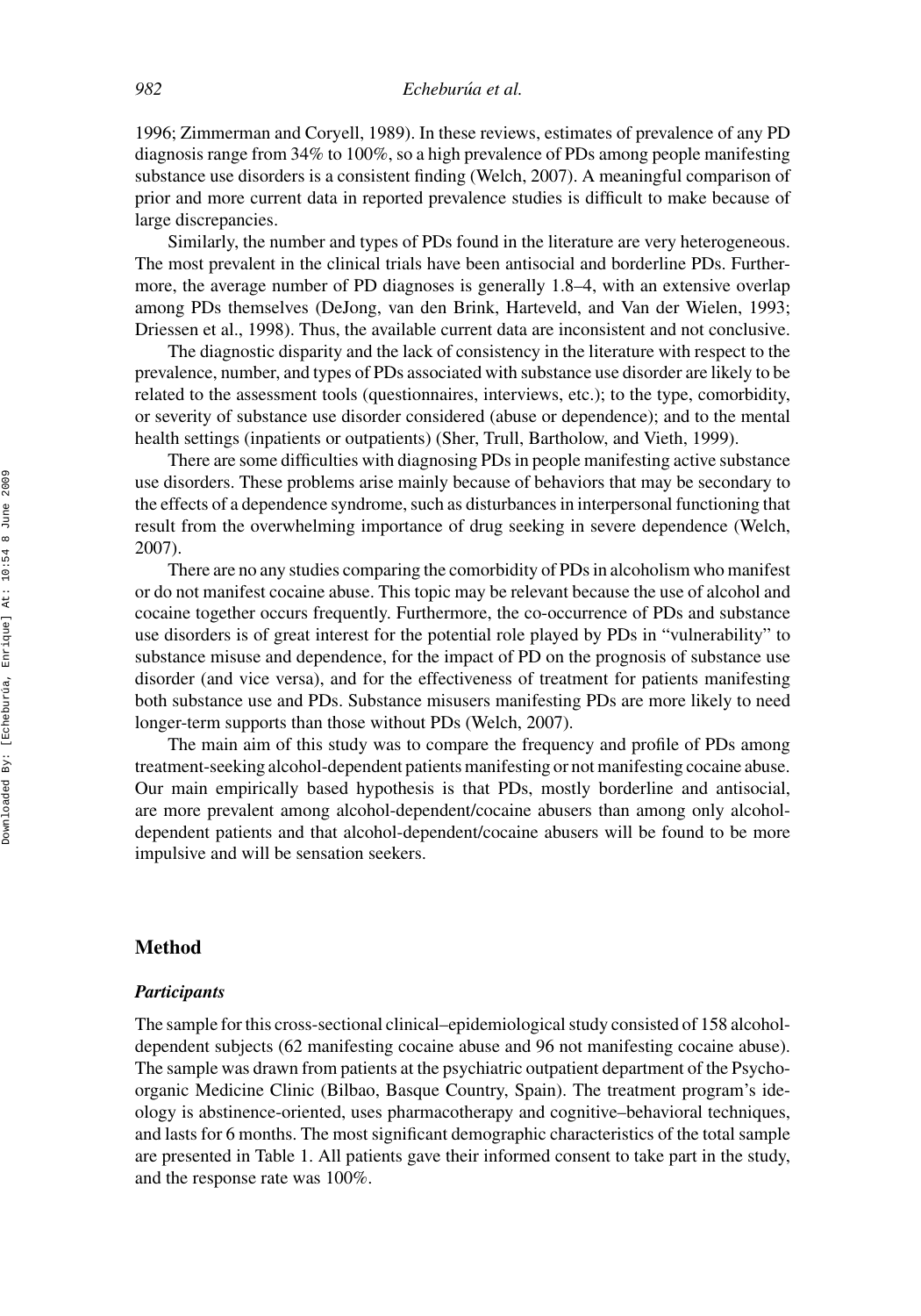1996; Zimmerman and Coryell, 1989). In these reviews, estimates of prevalence of any PD diagnosis range from 34% to 100%, so a high prevalence of PDs among people manifesting substance use disorders is a consistent finding (Welch, 2007). A meaningful comparison of prior and more current data in reported prevalence studies is difficult to make because of large discrepancies.

Similarly, the number and types of PDs found in the literature are very heterogeneous. The most prevalent in the clinical trials have been antisocial and borderline PDs. Furthermore, the average number of PD diagnoses is generally 1.8–4, with an extensive overlap among PDs themselves (DeJong, van den Brink, Harteveld, and Van der Wielen, 1993; Driessen et al., 1998). Thus, the available current data are inconsistent and not conclusive.

The diagnostic disparity and the lack of consistency in the literature with respect to the prevalence, number, and types of PDs associated with substance use disorder are likely to be related to the assessment tools (questionnaires, interviews, etc.); to the type, comorbidity, or severity of substance use disorder considered (abuse or dependence); and to the mental health settings (inpatients or outpatients) (Sher, Trull, Bartholow, and Vieth, 1999).

There are some difficulties with diagnosing PDs in people manifesting active substance use disorders. These problems arise mainly because of behaviors that may be secondary to the effects of a dependence syndrome, such as disturbances in interpersonal functioning that result from the overwhelming importance of drug seeking in severe dependence (Welch, 2007).

There are no any studies comparing the comorbidity of PDs in alcoholism who manifest or do not manifest cocaine abuse. This topic may be relevant because the use of alcohol and cocaine together occurs frequently. Furthermore, the co-occurrence of PDs and substance use disorders is of great interest for the potential role played by PDs in "vulnerability" to substance misuse and dependence, for the impact of PD on the prognosis of substance use disorder (and vice versa), and for the effectiveness of treatment for patients manifesting both substance use and PDs. Substance misusers manifesting PDs are more likely to need longer-term supports than those without PDs (Welch, 2007).

The main aim of this study was to compare the frequency and profile of PDs among treatment-seeking alcohol-dependent patients manifesting or not manifesting cocaine abuse. Our main empirically based hypothesis is that PDs, mostly borderline and antisocial, are more prevalent among alcohol-dependent/cocaine abusers than among only alcohol-dependent patients and that alcohol-dependent/cocaine abusers will be found to be more impulsive and will be sensation seekers.

## Method

### *Participants*

The sample for this cross-sectional clinical–epidemiological study consisted of 158 alcohol-dependent subjects (62 manifesting cocaine abuse and 96 not manifesting cocaine abuse). The sample was drawn from patients at the psychiatric outpatient department of the Psycho-organic Medicine Clinic (Bilbao, Basque Country, Spain). The treatment program's ideology is abstinence-oriented, uses pharmacotherapy and cognitive–behavioral techniques, and lasts for 6 months. The most significant demographic characteristics of the total sample are presented in Table 1. All patients gave their informed consent to take part in the study, and the response rate was 100%.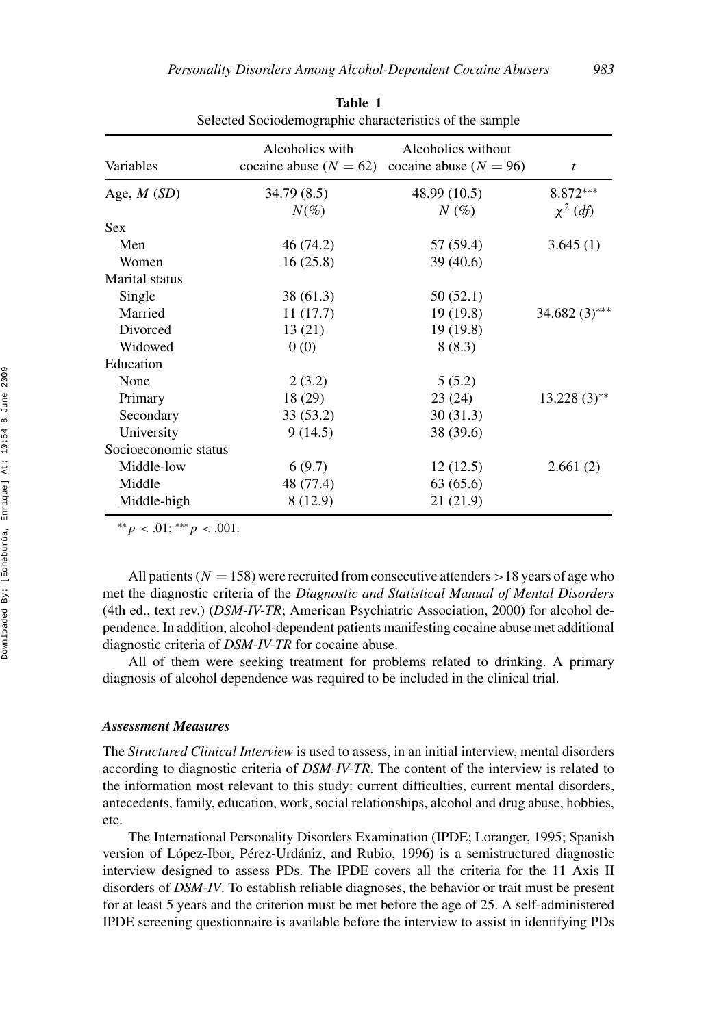**Table 1**
Selected Sociodemographic characteristics of the sample

| Variables | Alcoholics with cocaine abuse ($N = 62$) | Alcoholics without cocaine abuse ($N = 96$) | $t$ |
|---|---|---|---|
| Age, $M$ ($SD$) | 34.79 (8.5) | 48.99 (10.5) | 8.872*** |
| | $N$(%) | $N$ (%) | $\chi^2$ ($df$) |
| Sex | | | |
| Men | 46 (74.2) | 57 (59.4) | 3.645 (1) |
| Women | 16 (25.8) | 39 (40.6) | |
| Marital status | | | |
| Single | 38 (61.3) | 50 (52.1) | |
| Married | 11 (17.7) | 19 (19.8) | 34.682 (3)*** |
| Divorced | 13 (21) | 19 (19.8) | |
| Widowed | 0 (0) | 8 (8.3) | |
| Education | | | |
| None | 2 (3.2) | 5 (5.2) | |
| Primary | 18 (29) | 23 (24) | 13.228 (3)** |
| Secondary | 33 (53.2) | 30 (31.3) | |
| University | 9 (14.5) | 38 (39.6) | |
| Socioeconomic status | | | |
| Middle-low | 6 (9.7) | 12 (12.5) | 2.661 (2) |
| Middle | 48 (77.4) | 63 (65.6) | |
| Middle-high | 8 (12.9) | 21 (21.9) | |

** $p < .01$; *** $p < .001$.

All patients ($N = 158$) were recruited from consecutive attenders >18 years of age who met the diagnostic criteria of the *Diagnostic and Statistical Manual of Mental Disorders* (4th ed., text rev.) (*DSM-IV-TR*; American Psychiatric Association, 2000) for alcohol dependence. In addition, alcohol-dependent patients manifesting cocaine abuse met additional diagnostic criteria of *DSM-IV-TR* for cocaine abuse.

All of them were seeking treatment for problems related to drinking. A primary diagnosis of alcohol dependence was required to be included in the clinical trial.

### *Assessment Measures*

The *Structured Clinical Interview* is used to assess, in an initial interview, mental disorders according to diagnostic criteria of *DSM-IV-TR*. The content of the interview is related to the information most relevant to this study: current difficulties, current mental disorders, antecedents, family, education, work, social relationships, alcohol and drug abuse, hobbies, etc.

The International Personality Disorders Examination (IPDE; Loranger, 1995; Spanish version of López-Ibor, Pérez-Urdániz, and Rubio, 1996) is a semistructured diagnostic interview designed to assess PDs. The IPDE covers all the criteria for the 11 Axis II disorders of *DSM-IV*. To establish reliable diagnoses, the behavior or trait must be present for at least 5 years and the criterion must be met before the age of 25. A self-administered IPDE screening questionnaire is available before the interview to assist in identifying PDs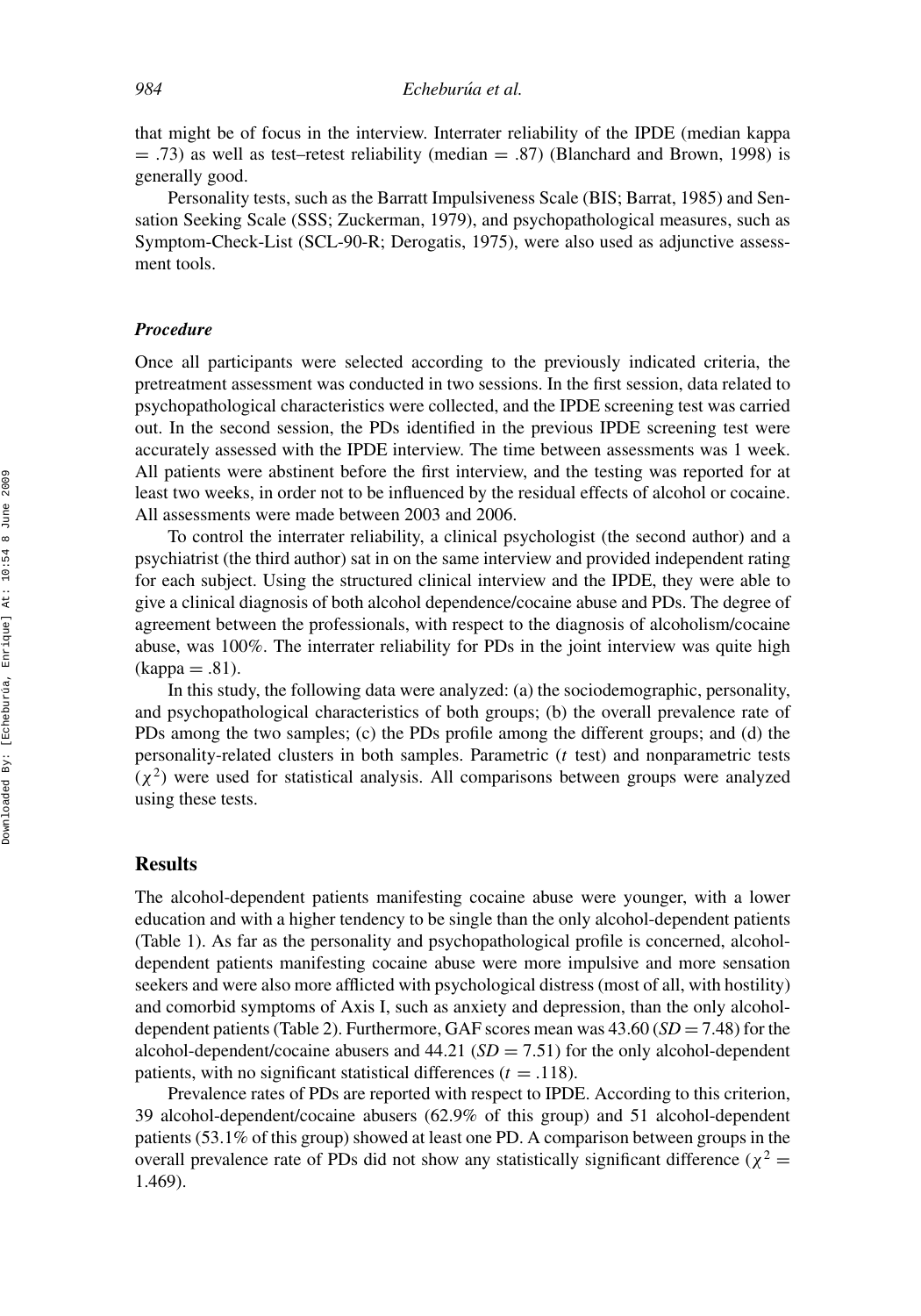that might be of focus in the interview. Interrater reliability of the IPDE (median kappa = .73) as well as test–retest reliability (median = .87) (Blanchard and Brown, 1998) is generally good.

Personality tests, such as the Barratt Impulsiveness Scale (BIS; Barrat, 1985) and Sensation Seeking Scale (SSS; Zuckerman, 1979), and psychopathological measures, such as Symptom-Check-List (SCL-90-R; Derogatis, 1975), were also used as adjunctive assessment tools.

### *Procedure*

Once all participants were selected according to the previously indicated criteria, the pretreatment assessment was conducted in two sessions. In the first session, data related to psychopathological characteristics were collected, and the IPDE screening test was carried out. In the second session, the PDs identified in the previous IPDE screening test were accurately assessed with the IPDE interview. The time between assessments was 1 week. All patients were abstinent before the first interview, and the testing was reported for at least two weeks, in order not to be influenced by the residual effects of alcohol or cocaine. All assessments were made between 2003 and 2006.

To control the interrater reliability, a clinical psychologist (the second author) and a psychiatrist (the third author) sat in on the same interview and provided independent rating for each subject. Using the structured clinical interview and the IPDE, they were able to give a clinical diagnosis of both alcohol dependence/cocaine abuse and PDs. The degree of agreement between the professionals, with respect to the diagnosis of alcoholism/cocaine abuse, was 100%. The interrater reliability for PDs in the joint interview was quite high (kappa = .81).

In this study, the following data were analyzed: (a) the sociodemographic, personality, and psychopathological characteristics of both groups; (b) the overall prevalence rate of PDs among the two samples; (c) the PDs profile among the different groups; and (d) the personality-related clusters in both samples. Parametric ($t$ test) and nonparametric tests ($\chi^2$) were used for statistical analysis. All comparisons between groups were analyzed using these tests.

## Results

The alcohol-dependent patients manifesting cocaine abuse were younger, with a lower education and with a higher tendency to be single than the only alcohol-dependent patients (Table 1). As far as the personality and psychopathological profile is concerned, alcohol-dependent patients manifesting cocaine abuse were more impulsive and more sensation seekers and were also more afflicted with psychological distress (most of all, with hostility) and comorbid symptoms of Axis I, such as anxiety and depression, than the only alcohol-dependent patients (Table 2). Furthermore, GAF scores mean was 43.60 ($SD = 7.48$) for the alcohol-dependent/cocaine abusers and 44.21 ($SD = 7.51$) for the only alcohol-dependent patients, with no significant statistical differences ($t = .118$).

Prevalence rates of PDs are reported with respect to IPDE. According to this criterion, 39 alcohol-dependent/cocaine abusers (62.9% of this group) and 51 alcohol-dependent patients (53.1% of this group) showed at least one PD. A comparison between groups in the overall prevalence rate of PDs did not show any statistically significant difference ($\chi^2 = 1.469$).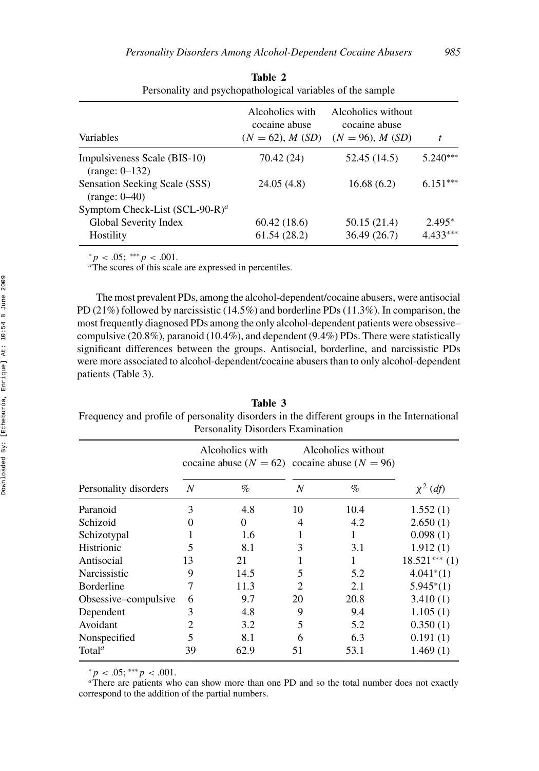**Table 2**
Personality and psychopathological variables of the sample

| Variables | Alcoholics with cocaine abuse ($N = 62$), $M$ ($SD$) | Alcoholics without cocaine abuse ($N = 96$), $M$ ($SD$) | $t$ |
|---|---|---|---|
| Impulsiveness Scale (BIS-10) (range: 0–132) | 70.42 (24) | 52.45 (14.5) | 5.240*** |
| Sensation Seeking Scale (SSS) (range: 0–40) | 24.05 (4.8) | 16.68 (6.2) | 6.151*** |
| Symptom Check-List (SCL-90-R)[a] | | | |
| Global Severity Index | 60.42 (18.6) | 50.15 (21.4) | 2.495* |
| Hostility | 61.54 (28.2) | 36.49 (26.7) | 4.433*** |

*$p < .05$; ***$p < .001$.
[a]The scores of this scale are expressed in percentiles.

The most prevalent PDs, among the alcohol-dependent/cocaine abusers, were antisocial PD (21%) followed by narcissistic (14.5%) and borderline PDs (11.3%). In comparison, the most frequently diagnosed PDs among the only alcohol-dependent patients were obsessive–compulsive (20.8%), paranoid (10.4%), and dependent (9.4%) PDs. There were statistically significant differences between the groups. Antisocial, borderline, and narcissistic PDs were more associated to alcohol-dependent/cocaine abusers than to only alcohol-dependent patients (Table 3).

**Table 3**
Frequency and profile of personality disorders in the different groups in the International Personality Disorders Examination

| | Alcoholics with cocaine abuse ($N = 62$) | | Alcoholics without cocaine abuse ($N = 96$) | | |
|---|---|---|---|---|---|
| Personality disorders | $N$ | % | $N$ | % | $\chi^2$ ($df$) |
| Paranoid | 3 | 4.8 | 10 | 10.4 | 1.552 (1) |
| Schizoid | 0 | 0 | 4 | 4.2 | 2.650 (1) |
| Schizotypal | 1 | 1.6 | 1 | 1 | 0.098 (1) |
| Histrionic | 5 | 8.1 | 3 | 3.1 | 1.912 (1) |
| Antisocial | 13 | 21 | 1 | 1 | 18.521*** (1) |
| Narcissistic | 9 | 14.5 | 5 | 5.2 | 4.041*(1) |
| Borderline | 7 | 11.3 | 2 | 2.1 | 5.945*(1) |
| Obsessive–compulsive | 6 | 9.7 | 20 | 20.8 | 3.410 (1) |
| Dependent | 3 | 4.8 | 9 | 9.4 | 1.105 (1) |
| Avoidant | 2 | 3.2 | 5 | 5.2 | 0.350 (1) |
| Nonspecified | 5 | 8.1 | 6 | 6.3 | 0.191 (1) |
| Total[a] | 39 | 62.9 | 51 | 53.1 | 1.469 (1) |

*$p < .05$; ***$p < .001$.
[a]There are patients who can show more than one PD and so the total number does not exactly correspond to the addition of the partial numbers.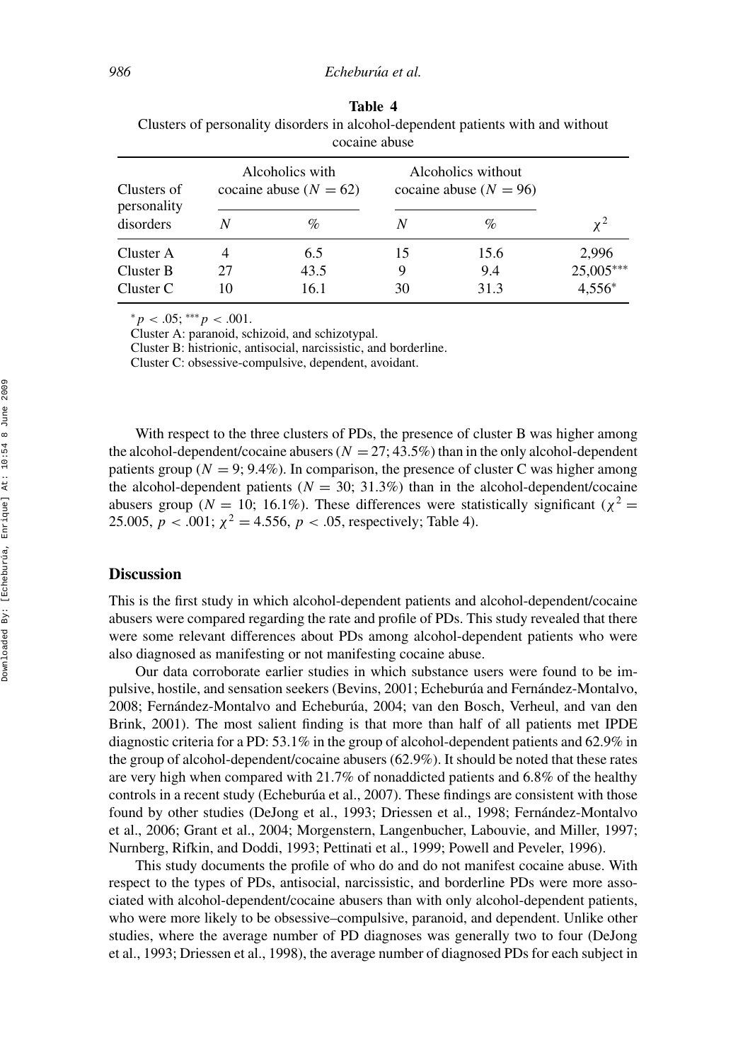**Table 4**
Clusters of personality disorders in alcohol-dependent patients with and without cocaine abuse

| Clusters of personality disorders | Alcoholics with cocaine abuse ($N = 62$) | | Alcoholics without cocaine abuse ($N = 96$) | | |
|---|---|---|---|---|---|
| | $N$ | % | $N$ | % | $\chi^2$ |
| Cluster A | 4 | 6.5 | 15 | 15.6 | 2,996 |
| Cluster B | 27 | 43.5 | 9 | 9.4 | 25,005*** |
| Cluster C | 10 | 16.1 | 30 | 31.3 | 4,556* |

*$p < .05$; ***$p < .001$.

Cluster A: paranoid, schizoid, and schizotypal.

Cluster B: histrionic, antisocial, narcissistic, and borderline.

Cluster C: obsessive-compulsive, dependent, avoidant.

With respect to the three clusters of PDs, the presence of cluster B was higher among the alcohol-dependent/cocaine abusers ($N = 27$; 43.5%) than in the only alcohol-dependent patients group ($N = 9$; 9.4%). In comparison, the presence of cluster C was higher among the alcohol-dependent patients ($N = 30$; 31.3%) than in the alcohol-dependent/cocaine abusers group ($N = 10$; 16.1%). These differences were statistically significant ($\chi^2 = 25.005$, $p < .001$; $\chi^2 = 4.556$, $p < .05$, respectively; Table 4).

## Discussion

This is the first study in which alcohol-dependent patients and alcohol-dependent/cocaine abusers were compared regarding the rate and profile of PDs. This study revealed that there were some relevant differences about PDs among alcohol-dependent patients who were also diagnosed as manifesting or not manifesting cocaine abuse.

Our data corroborate earlier studies in which substance users were found to be impulsive, hostile, and sensation seekers (Bevins, 2001; Echeburúa and Fernández-Montalvo, 2008; Fernández-Montalvo and Echeburúa, 2004; van den Bosch, Verheul, and van den Brink, 2001). The most salient finding is that more than half of all patients met IPDE diagnostic criteria for a PD: 53.1% in the group of alcohol-dependent patients and 62.9% in the group of alcohol-dependent/cocaine abusers (62.9%). It should be noted that these rates are very high when compared with 21.7% of nonaddicted patients and 6.8% of the healthy controls in a recent study (Echeburúa et al., 2007). These findings are consistent with those found by other studies (DeJong et al., 1993; Driessen et al., 1998; Fernández-Montalvo et al., 2006; Grant et al., 2004; Morgenstern, Langenbucher, Labouvie, and Miller, 1997; Nurnberg, Rifkin, and Doddi, 1993; Pettinati et al., 1999; Powell and Peveler, 1996).

This study documents the profile of who do and do not manifest cocaine abuse. With respect to the types of PDs, antisocial, narcissistic, and borderline PDs were more associated with alcohol-dependent/cocaine abusers than with only alcohol-dependent patients, who were more likely to be obsessive–compulsive, paranoid, and dependent. Unlike other studies, where the average number of PD diagnoses was generally two to four (DeJong et al., 1993; Driessen et al., 1998), the average number of diagnosed PDs for each subject in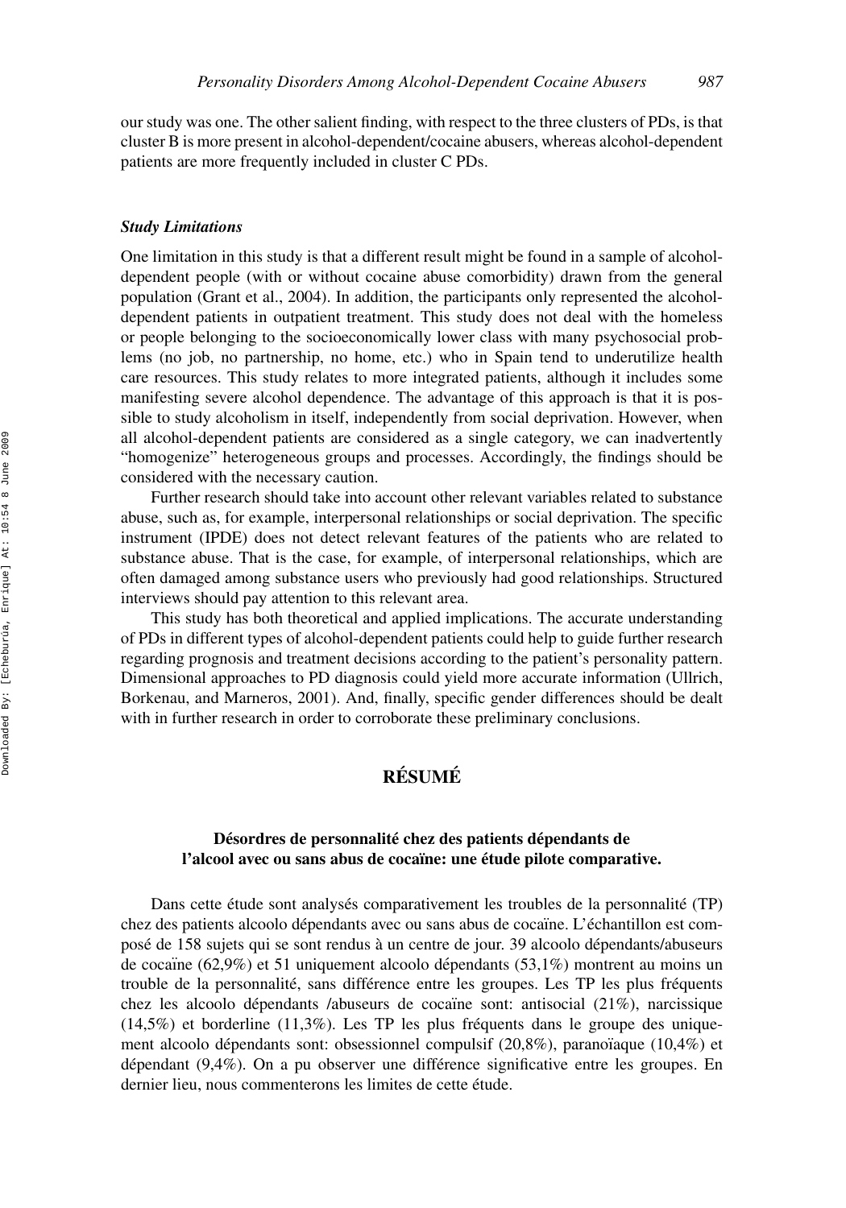our study was one. The other salient finding, with respect to the three clusters of PDs, is that cluster B is more present in alcohol-dependent/cocaine abusers, whereas alcohol-dependent patients are more frequently included in cluster C PDs.

### *Study Limitations*

One limitation in this study is that a different result might be found in a sample of alcohol-dependent people (with or without cocaine abuse comorbidity) drawn from the general population (Grant et al., 2004). In addition, the participants only represented the alcohol-dependent patients in outpatient treatment. This study does not deal with the homeless or people belonging to the socioeconomically lower class with many psychosocial problems (no job, no partnership, no home, etc.) who in Spain tend to underutilize health care resources. This study relates to more integrated patients, although it includes some manifesting severe alcohol dependence. The advantage of this approach is that it is possible to study alcoholism in itself, independently from social deprivation. However, when all alcohol-dependent patients are considered as a single category, we can inadvertently "homogenize" heterogeneous groups and processes. Accordingly, the findings should be considered with the necessary caution.

Further research should take into account other relevant variables related to substance abuse, such as, for example, interpersonal relationships or social deprivation. The specific instrument (IPDE) does not detect relevant features of the patients who are related to substance abuse. That is the case, for example, of interpersonal relationships, which are often damaged among substance users who previously had good relationships. Structured interviews should pay attention to this relevant area.

This study has both theoretical and applied implications. The accurate understanding of PDs in different types of alcohol-dependent patients could help to guide further research regarding prognosis and treatment decisions according to the patient's personality pattern. Dimensional approaches to PD diagnosis could yield more accurate information (Ullrich, Borkenau, and Marneros, 2001). And, finally, specific gender differences should be dealt with in further research in order to corroborate these preliminary conclusions.

## RÉSUMÉ

### Désordres de personnalité chez des patients dépendants de l'alcool avec ou sans abus de cocaïne: une étude pilote comparative.

Dans cette étude sont analysés comparativement les troubles de la personnalité (TP) chez des patients alcoolo dépendants avec ou sans abus de cocaïne. L'échantillon est composé de 158 sujets qui se sont rendus à un centre de jour. 39 alcoolo dépendants/abuseurs de cocaïne (62,9%) et 51 uniquement alcoolo dépendants (53,1%) montrent au moins un trouble de la personnalité, sans différence entre les groupes. Les TP les plus fréquents chez les alcoolo dépendants /abuseurs de cocaïne sont: antisocial (21%), narcissique (14,5%) et borderline (11,3%). Les TP les plus fréquents dans le groupe des uniquement alcoolo dépendants sont: obsessionnel compulsif (20,8%), paranoïaque (10,4%) et dépendant (9,4%). On a pu observer une différence significative entre les groupes. En dernier lieu, nous commenterons les limites de cette étude.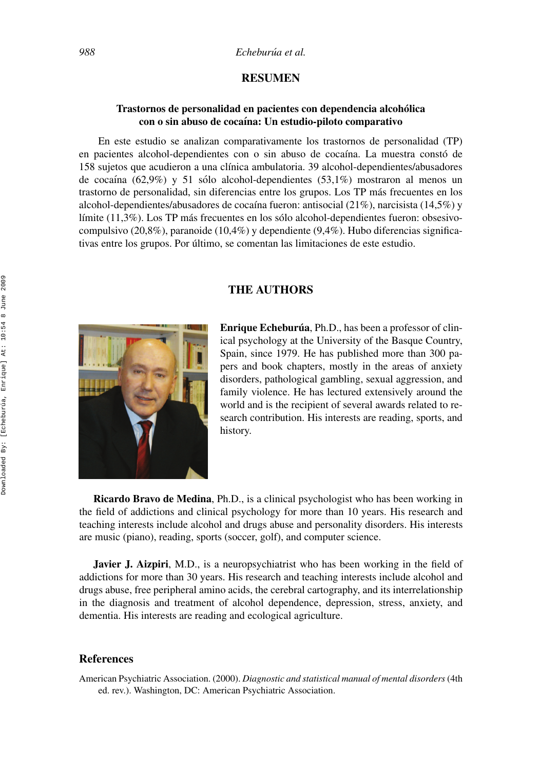## RESUMEN

### Trastornos de personalidad en pacientes con dependencia alcohólica con o sin abuso de cocaína: Un estudio-piloto comparativo

En este estudio se analizan comparativamente los trastornos de personalidad (TP) en pacientes alcohol-dependientes con o sin abuso de cocaína. La muestra constó de 158 sujetos que acudieron a una clínica ambulatoria. 39 alcohol-dependientes/abusadores de cocaína (62,9%) y 51 sólo alcohol-dependientes (53,1%) mostraron al menos un trastorno de personalidad, sin diferencias entre los grupos. Los TP más frecuentes en los alcohol-dependientes/abusadores de cocaína fueron: antisocial (21%), narcisista (14,5%) y límite (11,3%). Los TP más frecuentes en los sólo alcohol-dependientes fueron: obsesivo-compulsivo (20,8%), paranoide (10,4%) y dependiente (9,4%). Hubo diferencias significativas entre los grupos. Por último, se comentan las limitaciones de este estudio.

## THE AUTHORS

**Enrique Echeburúa**, Ph.D., has been a professor of clinical psychology at the University of the Basque Country, Spain, since 1979. He has published more than 300 papers and book chapters, mostly in the areas of anxiety disorders, pathological gambling, sexual aggression, and family violence. He has lectured extensively around the world and is the recipient of several awards related to research contribution. His interests are reading, sports, and history.

**Ricardo Bravo de Medina**, Ph.D., is a clinical psychologist who has been working in the field of addictions and clinical psychology for more than 10 years. His research and teaching interests include alcohol and drugs abuse and personality disorders. His interests are music (piano), reading, sports (soccer, golf), and computer science.

**Javier J. Aizpiri**, M.D., is a neuropsychiatrist who has been working in the field of addictions for more than 30 years. His research and teaching interests include alcohol and drugs abuse, free peripheral amino acids, the cerebral cartography, and its interrelationship in the diagnosis and treatment of alcohol dependence, depression, stress, anxiety, and dementia. His interests are reading and ecological agriculture.

## References

American Psychiatric Association. (2000). *Diagnostic and statistical manual of mental disorders* (4th ed. rev.). Washington, DC: American Psychiatric Association.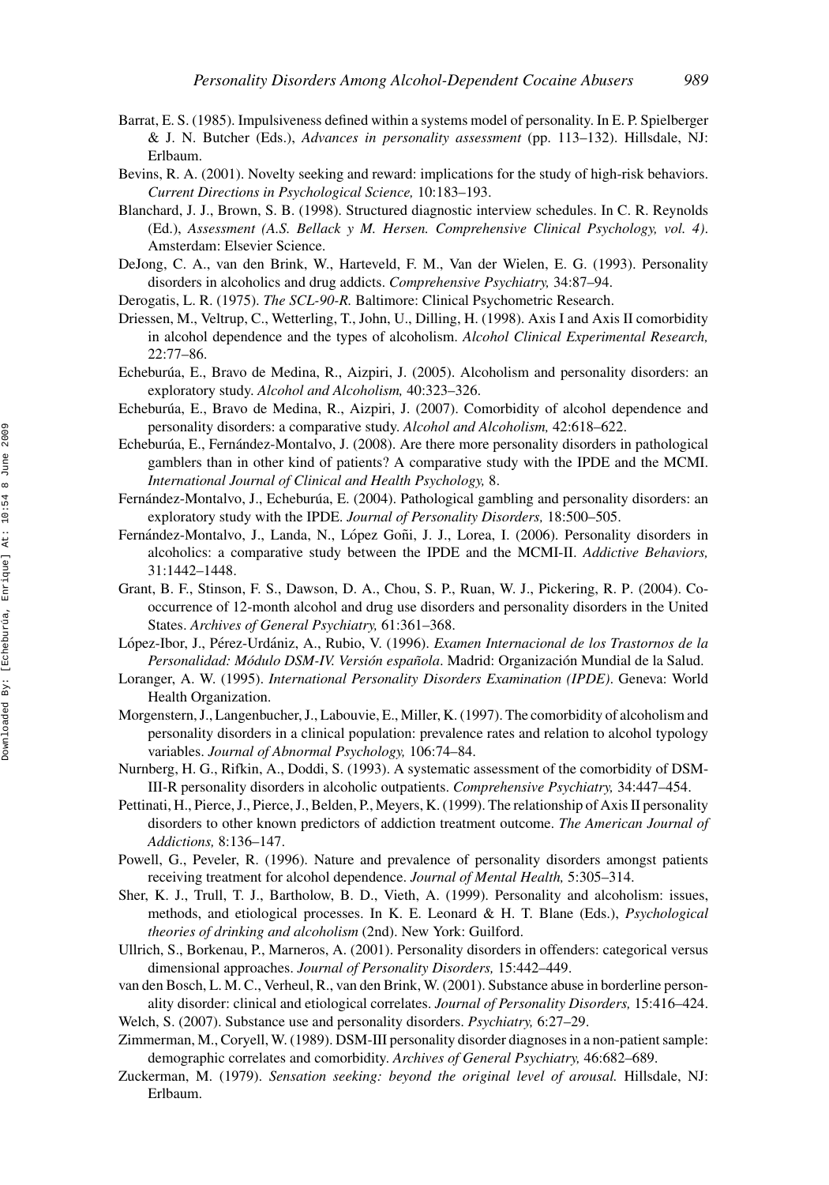Barrat, E. S. (1985). Impulsiveness defined within a systems model of personality. In E. P. Spielberger & J. N. Butcher (Eds.), *Advances in personality assessment* (pp. 113–132). Hillsdale, NJ: Erlbaum.

Bevins, R. A. (2001). Novelty seeking and reward: implications for the study of high-risk behaviors. *Current Directions in Psychological Science,* 10:183–193.

Blanchard, J. J., Brown, S. B. (1998). Structured diagnostic interview schedules. In C. R. Reynolds (Ed.), *Assessment (A.S. Bellack y M. Hersen. Comprehensive Clinical Psychology, vol. 4)*. Amsterdam: Elsevier Science.

DeJong, C. A., van den Brink, W., Harteveld, F. M., Van der Wielen, E. G. (1993). Personality disorders in alcoholics and drug addicts. *Comprehensive Psychiatry,* 34:87–94.

Derogatis, L. R. (1975). *The SCL-90-R.* Baltimore: Clinical Psychometric Research.

Driessen, M., Veltrup, C., Wetterling, T., John, U., Dilling, H. (1998). Axis I and Axis II comorbidity in alcohol dependence and the types of alcoholism. *Alcohol Clinical Experimental Research,* 22:77–86.

Echeburúa, E., Bravo de Medina, R., Aizpiri, J. (2005). Alcoholism and personality disorders: an exploratory study. *Alcohol and Alcoholism,* 40:323–326.

Echeburúa, E., Bravo de Medina, R., Aizpiri, J. (2007). Comorbidity of alcohol dependence and personality disorders: a comparative study. *Alcohol and Alcoholism,* 42:618–622.

Echeburúa, E., Fernández-Montalvo, J. (2008). Are there more personality disorders in pathological gamblers than in other kind of patients? A comparative study with the IPDE and the MCMI. *International Journal of Clinical and Health Psychology,* 8.

Fernández-Montalvo, J., Echeburúa, E. (2004). Pathological gambling and personality disorders: an exploratory study with the IPDE. *Journal of Personality Disorders,* 18:500–505.

Fernández-Montalvo, J., Landa, N., López Goñi, J. J., Lorea, I. (2006). Personality disorders in alcoholics: a comparative study between the IPDE and the MCMI-II. *Addictive Behaviors,* 31:1442–1448.

Grant, B. F., Stinson, F. S., Dawson, D. A., Chou, S. P., Ruan, W. J., Pickering, R. P. (2004). Co-occurrence of 12-month alcohol and drug use disorders and personality disorders in the United States. *Archives of General Psychiatry,* 61:361–368.

López-Ibor, J., Pérez-Urdániz, A., Rubio, V. (1996). *Examen Internacional de los Trastornos de la Personalidad: Módulo DSM-IV. Versión española*. Madrid: Organización Mundial de la Salud.

Loranger, A. W. (1995). *International Personality Disorders Examination (IPDE)*. Geneva: World Health Organization.

Morgenstern, J., Langenbucher, J., Labouvie, E., Miller, K. (1997). The comorbidity of alcoholism and personality disorders in a clinical population: prevalence rates and relation to alcohol typology variables. *Journal of Abnormal Psychology,* 106:74–84.

Nurnberg, H. G., Rifkin, A., Doddi, S. (1993). A systematic assessment of the comorbidity of DSM-III-R personality disorders in alcoholic outpatients. *Comprehensive Psychiatry,* 34:447–454.

Pettinati, H., Pierce, J., Pierce, J., Belden, P., Meyers, K. (1999). The relationship of Axis II personality disorders to other known predictors of addiction treatment outcome. *The American Journal of Addictions,* 8:136–147.

Powell, G., Peveler, R. (1996). Nature and prevalence of personality disorders amongst patients receiving treatment for alcohol dependence. *Journal of Mental Health,* 5:305–314.

Sher, K. J., Trull, T. J., Bartholow, B. D., Vieth, A. (1999). Personality and alcoholism: issues, methods, and etiological processes. In K. E. Leonard & H. T. Blane (Eds.), *Psychological theories of drinking and alcoholism* (2nd). New York: Guilford.

Ullrich, S., Borkenau, P., Marneros, A. (2001). Personality disorders in offenders: categorical versus dimensional approaches. *Journal of Personality Disorders,* 15:442–449.

van den Bosch, L. M. C., Verheul, R., van den Brink, W. (2001). Substance abuse in borderline personality disorder: clinical and etiological correlates. *Journal of Personality Disorders,* 15:416–424.

Welch, S. (2007). Substance use and personality disorders. *Psychiatry,* 6:27–29.

Zimmerman, M., Coryell, W. (1989). DSM-III personality disorder diagnoses in a non-patient sample: demographic correlates and comorbidity. *Archives of General Psychiatry,* 46:682–689.

Zuckerman, M. (1979). *Sensation seeking: beyond the original level of arousal.* Hillsdale, NJ: Erlbaum.